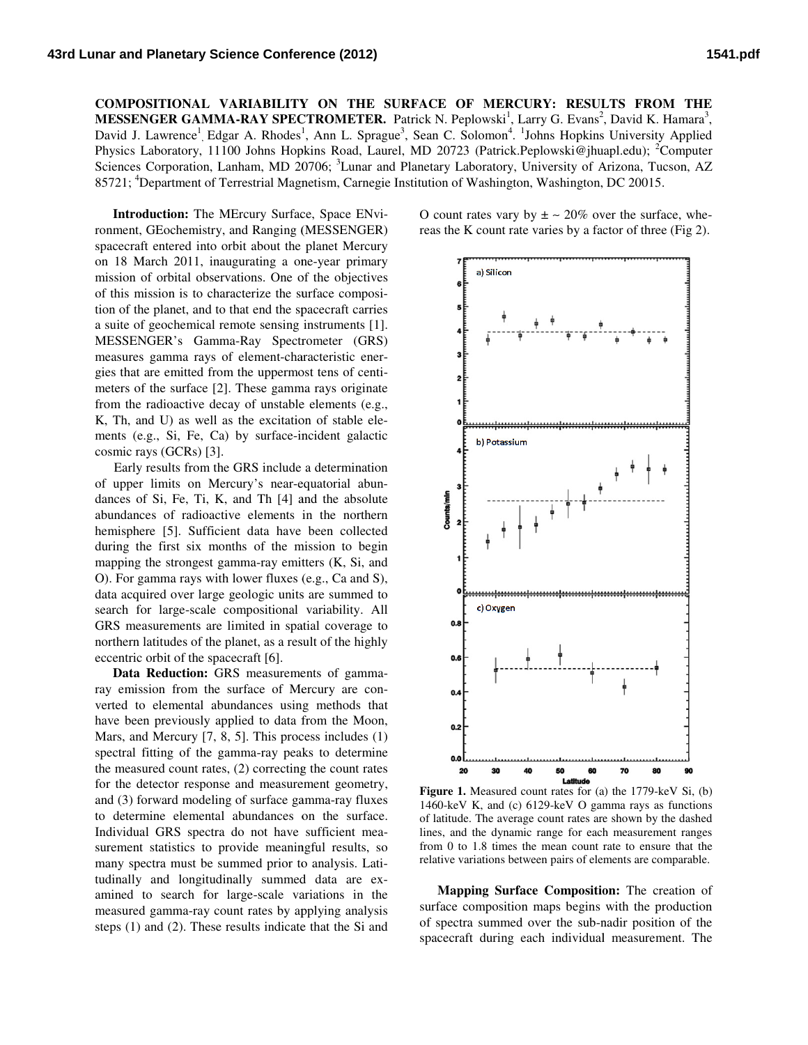# COMPOSITIONAL VARIABILITY ON THE SURFACE OF MERCURY: RESULTS FROM THE MESSENGER GAMMA-RAY SPECTROMETER.

Patrick N. Peplowski[1], Larry G. Evans[2], David K. Hamara[3], David J. Lawrence[1], Edgar A. Rhodes[1], Ann L. Sprague[3], Sean C. Solomon[4]. [1]Johns Hopkins University Applied Physics Laboratory, 11100 Johns Hopkins Road, Laurel, MD 20723 (Patrick.Peplowski@jhuapl.edu); [2]Computer Sciences Corporation, Lanham, MD 20706; [3]Lunar and Planetary Laboratory, University of Arizona, Tucson, AZ 85721; [4]Department of Terrestrial Magnetism, Carnegie Institution of Washington, Washington, DC 20015.

**Introduction:** The MErcury Surface, Space ENvironment, GEochemistry, and Ranging (MESSENGER) spacecraft entered into orbit about the planet Mercury on 18 March 2011, inaugurating a one-year primary mission of orbital observations. One of the objectives of this mission is to characterize the surface composition of the planet, and to that end the spacecraft carries a suite of geochemical remote sensing instruments [1]. MESSENGER's Gamma-Ray Spectrometer (GRS) measures gamma rays of element-characteristic energies that are emitted from the uppermost tens of centimeters of the surface [2]. These gamma rays originate from the radioactive decay of unstable elements (e.g., K, Th, and U) as well as the excitation of stable elements (e.g., Si, Fe, Ca) by surface-incident galactic cosmic rays (GCRs) [3].

Early results from the GRS include a determination of upper limits on Mercury's near-equatorial abundances of Si, Fe, Ti, K, and Th [4] and the absolute abundances of radioactive elements in the northern hemisphere [5]. Sufficient data have been collected during the first six months of the mission to begin mapping the strongest gamma-ray emitters (K, Si, and O). For gamma rays with lower fluxes (e.g., Ca and S), data acquired over large geologic units are summed to search for large-scale compositional variability. All GRS measurements are limited in spatial coverage to northern latitudes of the planet, as a result of the highly eccentric orbit of the spacecraft [6].

**Data Reduction:** GRS measurements of gamma-ray emission from the surface of Mercury are converted to elemental abundances using methods that have been previously applied to data from the Moon, Mars, and Mercury [7, 8, 5]. This process includes (1) spectral fitting of the gamma-ray peaks to determine the measured count rates, (2) correcting the count rates for the detector response and measurement geometry, and (3) forward modeling of surface gamma-ray fluxes to determine elemental abundances on the surface. Individual GRS spectra do not have sufficient measurement statistics to provide meaningful results, so many spectra must be summed prior to analysis. Latitudinally and longitudinally summed data are examined to search for large-scale variations in the measured gamma-ray count rates by applying analysis steps (1) and (2). These results indicate that the Si and O count rates vary by ± ~ 20% over the surface, whereas the K count rate varies by a factor of three (Fig 2).

**Figure 1.** Measured count rates for (a) the 1779-keV Si, (b) 1460-keV K, and (c) 6129-keV O gamma rays as functions of latitude. The average count rates are shown by the dashed lines, and the dynamic range for each measurement ranges from 0 to 1.8 times the mean count rate to ensure that the relative variations between pairs of elements are comparable.

**Mapping Surface Composition:** The creation of surface composition maps begins with the production of spectra summed over the sub-nadir position of the spacecraft during each individual measurement. The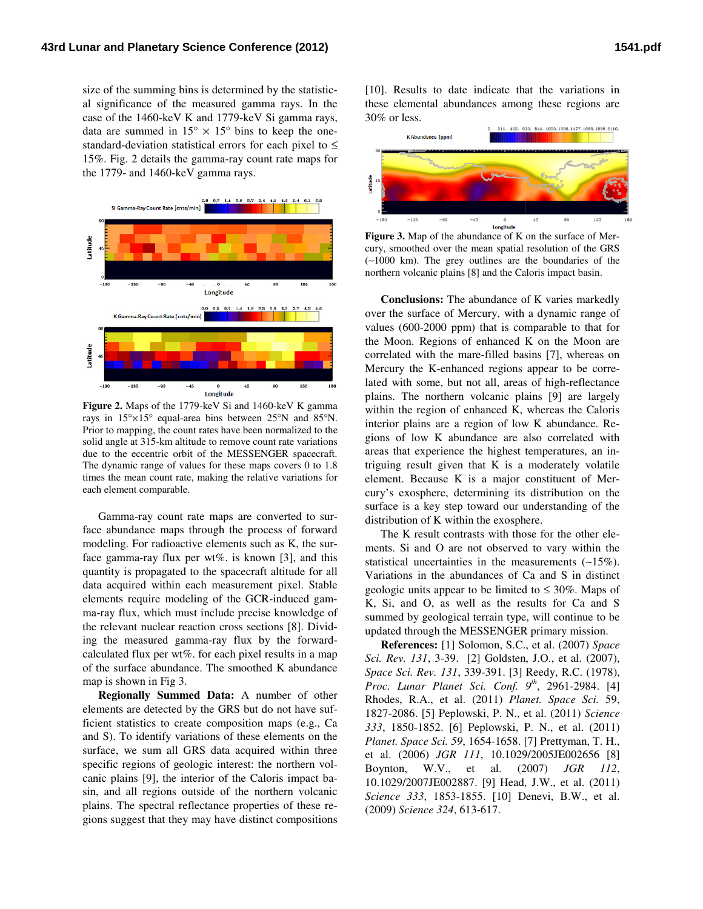size of the summing bins is determined by the statistical significance of the measured gamma rays. In the case of the 1460-keV K and 1779-keV Si gamma rays, data are summed in 15° × 15° bins to keep the one-standard-deviation statistical errors for each pixel to ≤ 15%. Fig. 2 details the gamma-ray count rate maps for the 1779- and 1460-keV gamma rays.

Si Gamma-Ray Count Rate [cnts/min]
0.0 0.7 1.4 2.0 2.7 3.4 4.1 4.8 5.4 6.1 6.8
Latitude
90
45
0
−180 −135 −90 −45 0 45 90 135 180
Longitude

K Gamma-Ray Count Rate [cnts/min]
0.0 0.5 0.9 1.4 1.9 2.3 2.8 3.2 3.7 4.2 4.6
Latitude
90
45
0
−180 −135 −90 −45 0 45 90 135 180
Longitude

**Figure 2.** Maps of the 1779-keV Si and 1460-keV K gamma rays in 15°×15° equal-area bins between 25°N and 85°N. Prior to mapping, the count rates have been normalized to the solid angle at 315-km altitude to remove count rate variations due to the eccentric orbit of the MESSENGER spacecraft. The dynamic range of values for these maps covers 0 to 1.8 times the mean count rate, making the relative variations for each element comparable.

Gamma-ray count rate maps are converted to surface abundance maps through the process of forward modeling. For radioactive elements such as K, the surface gamma-ray flux per wt%. is known [3], and this quantity is propagated to the spacecraft altitude for all data acquired within each measurement pixel. Stable elements require modeling of the GCR-induced gamma-ray flux, which must include precise knowledge of the relevant nuclear reaction cross sections [8]. Dividing the measured gamma-ray flux by the forward-calculated flux per wt%. for each pixel results in a map of the surface abundance. The smoothed K abundance map is shown in Fig 3.

**Regionally Summed Data:** A number of other elements are detected by the GRS but do not have sufficient statistics to create composition maps (e.g., Ca and S). To identify variations of these elements on the surface, we sum all GRS data acquired within three specific regions of geologic interest: the northern volcanic plains [9], the interior of the Caloris impact basin, and all regions outside of the northern volcanic plains. The spectral reflectance properties of these regions suggest that they may have distinct compositions [10]. Results to date indicate that the variations in these elemental abundances among these regions are 30% or less.

K Abundance [ppm]
0. 211. 422. 633. 844. 1055. 1266. 1477. 1688. 1899. 2110.
Latitude
90
45
0
−180 −135 −90 −45 0 45 90 135 180
longitude

**Figure 3.** Map of the abundance of K on the surface of Mercury, smoothed over the mean spatial resolution of the GRS (~1000 km). The grey outlines are the boundaries of the northern volcanic plains [8] and the Caloris impact basin.

**Conclusions:** The abundance of K varies markedly over the surface of Mercury, with a dynamic range of values (600-2000 ppm) that is comparable to that for the Moon. Regions of enhanced K on the Moon are correlated with the mare-filled basins [7], whereas on Mercury the K-enhanced regions appear to be correlated with some, but not all, areas of high-reflectance plains. The northern volcanic plains [9] are largely within the region of enhanced K, whereas the Caloris interior plains are a region of low K abundance. Regions of low K abundance are also correlated with areas that experience the highest temperatures, an intriguing result given that K is a moderately volatile element. Because K is a major constituent of Mercury's exosphere, determining its distribution on the surface is a key step toward our understanding of the distribution of K within the exosphere.

The K result contrasts with those for the other elements. Si and O are not observed to vary within the statistical uncertainties in the measurements (~15%). Variations in the abundances of Ca and S in distinct geologic units appear to be limited to ≤ 30%. Maps of K, Si, and O, as well as the results for Ca and S summed by geological terrain type, will continue to be updated through the MESSENGER primary mission.

**References:** [1] Solomon, S.C., et al. (2007) *Space Sci. Rev. 131*, 3-39. [2] Goldsten, J.O., et al. (2007), *Space Sci. Rev. 131*, 339-391. [3] Reedy, R.C. (1978), *Proc. Lunar Planet Sci. Conf. 9th*, 2961-2984. [4] Rhodes, R.A., et al. (2011) *Planet. Space Sci.* 59, 1827-2086. [5] Peplowski, P. N., et al. (2011) *Science 333*, 1850-1852. [6] Peplowski, P. N., et al. (2011) *Planet. Space Sci. 59*, 1654-1658. [7] Prettyman, T. H., et al. (2006) *JGR 111*, 10.1029/2005JE002656 [8] Boynton, W.V., et al. (2007) *JGR 112*, 10.1029/2007JE002887. [9] Head, J.W., et al. (2011) *Science 333*, 1853-1855. [10] Denevi, B.W., et al. (2009) *Science 324*, 613-617.